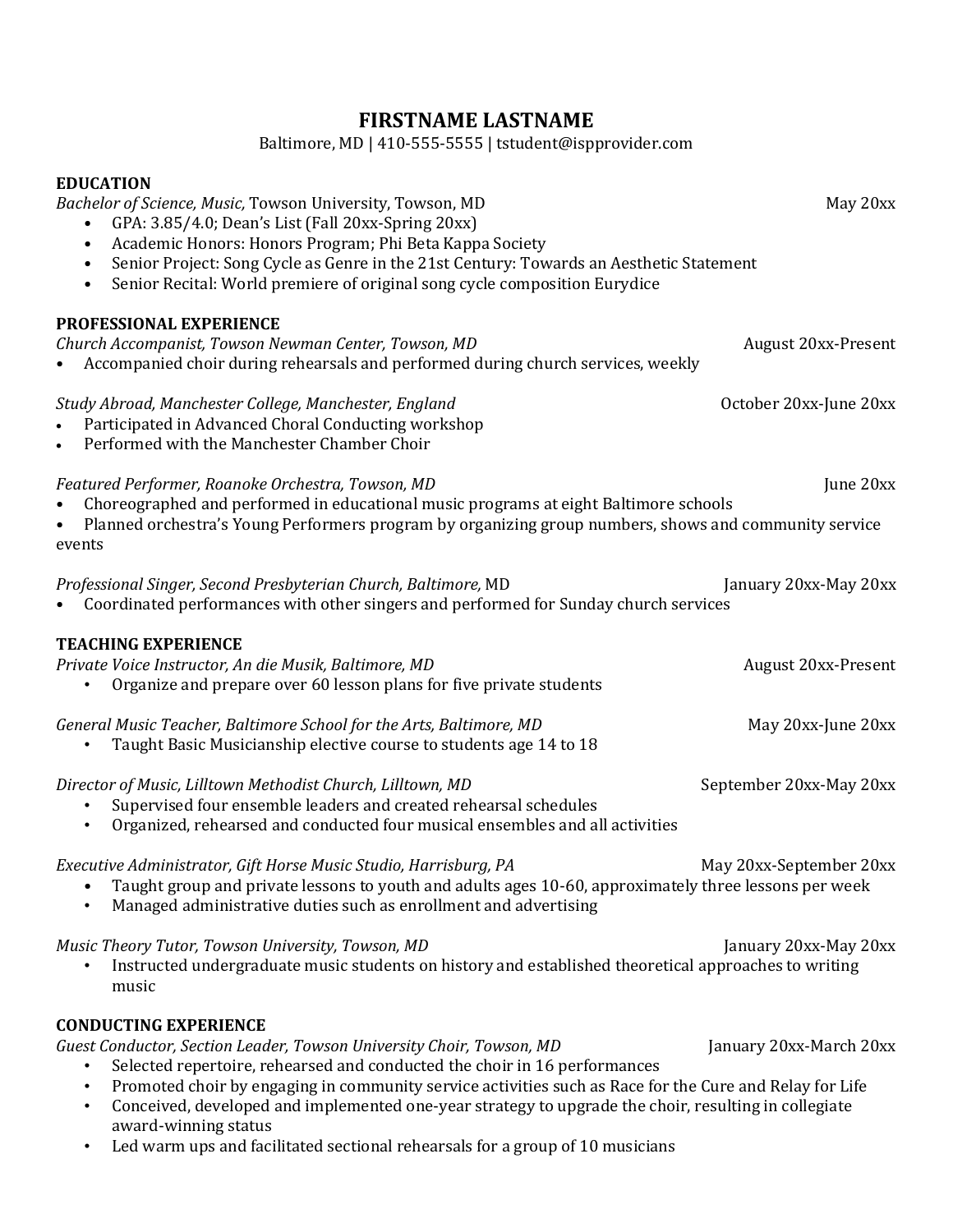# FIRSTNAME LASTNAME

Baltimore, MD | 410-555-5555 | tstudent@ispprovider.com

## EDUCATION

*Bachelor of Science, Music,* Towson University, Towson, MD — May 20xx

- GPA: 3.85/4.0; Dean's List (Fall 20xx-Spring 20xx)
- Academic Honors: Honors Program; Phi Beta Kappa Society
- Senior Project: Song Cycle as Genre in the 21st Century: Towards an Aesthetic Statement
- Senior Recital: World premiere of original song cycle composition Eurydice

## PROFESSIONAL EXPERIENCE

*Church Accompanist, Towson Newman Center, Towson, MD* — August 20xx-Present

- Accompanied choir during rehearsals and performed during church services, weekly

*Study Abroad, Manchester College, Manchester, England* — October 20xx-June 20xx

- Participated in Advanced Choral Conducting workshop
- Performed with the Manchester Chamber Choir

*Featured Performer, Roanoke Orchestra, Towson, MD* — June 20xx

- Choreographed and performed in educational music programs at eight Baltimore schools
- Planned orchestra's Young Performers program by organizing group numbers, shows and community service events

*Professional Singer, Second Presbyterian Church, Baltimore,* MD — January 20xx-May 20xx

- Coordinated performances with other singers and performed for Sunday church services

## TEACHING EXPERIENCE

*Private Voice Instructor, An die Musik, Baltimore, MD* — August 20xx-Present

- Organize and prepare over 60 lesson plans for five private students

*General Music Teacher, Baltimore School for the Arts, Baltimore, MD* — May 20xx-June 20xx

- Taught Basic Musicianship elective course to students age 14 to 18

*Director of Music, Lilltown Methodist Church, Lilltown, MD* — September 20xx-May 20xx

- Supervised four ensemble leaders and created rehearsal schedules
- Organized, rehearsed and conducted four musical ensembles and all activities

*Executive Administrator, Gift Horse Music Studio, Harrisburg, PA* — May 20xx-September 20xx

- Taught group and private lessons to youth and adults ages 10-60, approximately three lessons per week
- Managed administrative duties such as enrollment and advertising

*Music Theory Tutor, Towson University, Towson, MD* — January 20xx-May 20xx

- Instructed undergraduate music students on history and established theoretical approaches to writing music

## CONDUCTING EXPERIENCE

*Guest Conductor, Section Leader, Towson University Choir, Towson, MD* — January 20xx-March 20xx

- Selected repertoire, rehearsed and conducted the choir in 16 performances
- Promoted choir by engaging in community service activities such as Race for the Cure and Relay for Life
- Conceived, developed and implemented one-year strategy to upgrade the choir, resulting in collegiate award-winning status
- Led warm ups and facilitated sectional rehearsals for a group of 10 musicians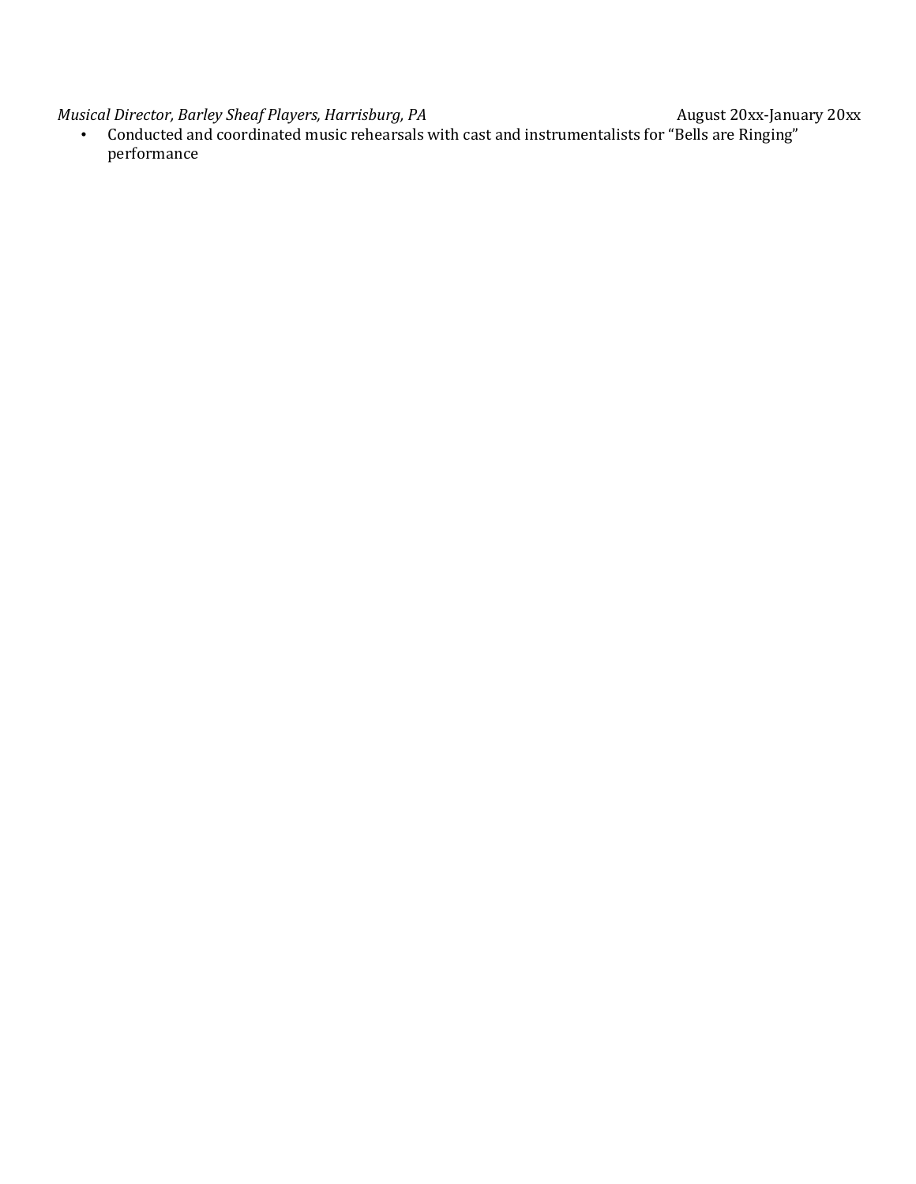*Musical Director, Barley Sheaf Players, Harrisburg, PA* August 20xx-January 20xx

- Conducted and coordinated music rehearsals with cast and instrumentalists for “Bells are Ringing” performance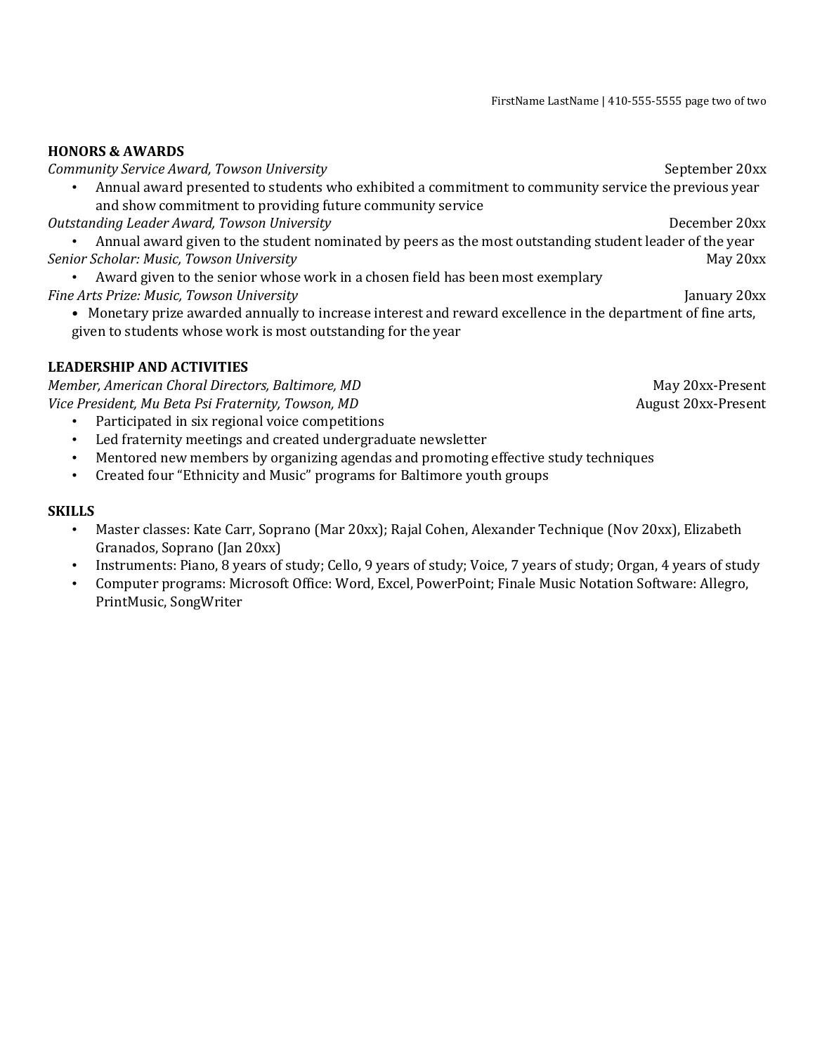## HONORS & AWARDS

*Community Service Award, Towson University* September 20xx

- Annual award presented to students who exhibited a commitment to community service the previous year and show commitment to providing future community service

*Outstanding Leader Award, Towson University* December 20xx

- Annual award given to the student nominated by peers as the most outstanding student leader of the year

*Senior Scholar: Music, Towson University* May 20xx

- Award given to the senior whose work in a chosen field has been most exemplary

*Fine Arts Prize: Music, Towson University* January 20xx

- Monetary prize awarded annually to increase interest and reward excellence in the department of fine arts, given to students whose work is most outstanding for the year

## LEADERSHIP AND ACTIVITIES

*Member, American Choral Directors, Baltimore, MD* May 20xx-Present

*Vice President, Mu Beta Psi Fraternity, Towson, MD* August 20xx-Present

- Participated in six regional voice competitions
- Led fraternity meetings and created undergraduate newsletter
- Mentored new members by organizing agendas and promoting effective study techniques
- Created four "Ethnicity and Music" programs for Baltimore youth groups

## SKILLS

- Master classes: Kate Carr, Soprano (Mar 20xx); Rajal Cohen, Alexander Technique (Nov 20xx), Elizabeth Granados, Soprano (Jan 20xx)
- Instruments: Piano, 8 years of study; Cello, 9 years of study; Voice, 7 years of study; Organ, 4 years of study
- Computer programs: Microsoft Office: Word, Excel, PowerPoint; Finale Music Notation Software: Allegro, PrintMusic, SongWriter